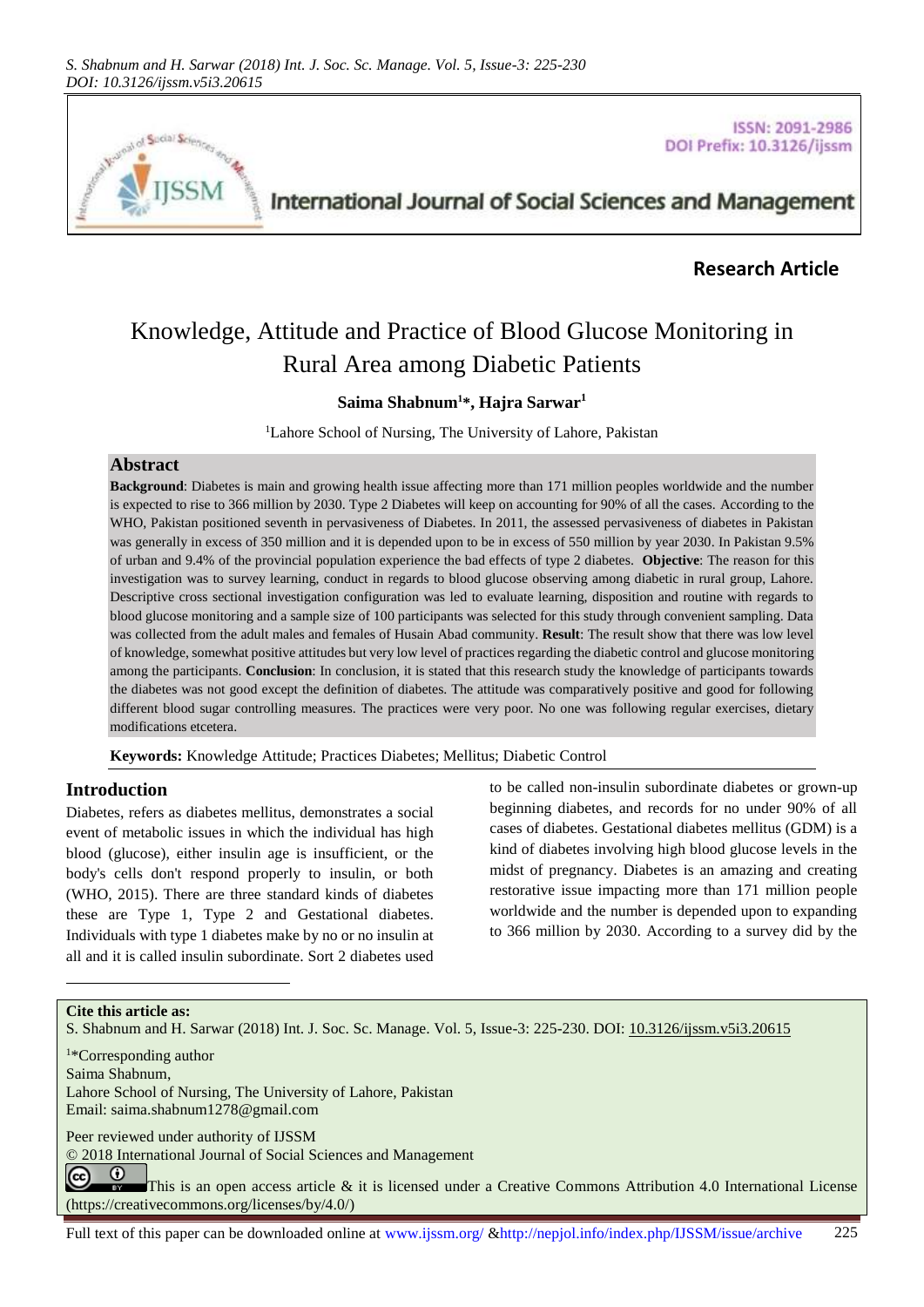**Research Article**

# Knowledge, Attitude and Practice of Blood Glucose Monitoring in Rural Area among Diabetic Patients

**Saima Shabnum[1]*, Hajra Sarwar[1]**

[1]Lahore School of Nursing, The University of Lahore, Pakistan

## Abstract

**Background**: Diabetes is main and growing health issue affecting more than 171 million peoples worldwide and the number is expected to rise to 366 million by 2030. Type 2 Diabetes will keep on accounting for 90% of all the cases. According to the WHO, Pakistan positioned seventh in pervasiveness of Diabetes. In 2011, the assessed pervasiveness of diabetes in Pakistan was generally in excess of 350 million and it is depended upon to be in excess of 550 million by year 2030. In Pakistan 9.5% of urban and 9.4% of the provincial population experience the bad effects of type 2 diabetes. **Objective**: The reason for this investigation was to survey learning, conduct in regards to blood glucose observing among diabetic in rural group, Lahore. Descriptive cross sectional investigation configuration was led to evaluate learning, disposition and routine with regards to blood glucose monitoring and a sample size of 100 participants was selected for this study through convenient sampling. Data was collected from the adult males and females of Husain Abad community. **Result**: The result show that there was low level of knowledge, somewhat positive attitudes but very low level of practices regarding the diabetic control and glucose monitoring among the participants. **Conclusion**: In conclusion, it is stated that this research study the knowledge of participants towards the diabetes was not good except the definition of diabetes. The attitude was comparatively positive and good for following different blood sugar controlling measures. The practices were very poor. No one was following regular exercises, dietary modifications etcetera.

**Keywords:** Knowledge Attitude; Practices Diabetes; Mellitus; Diabetic Control

## Introduction

Diabetes, refers as diabetes mellitus, demonstrates a social event of metabolic issues in which the individual has high blood (glucose), either insulin age is insufficient, or the body's cells don't respond properly to insulin, or both (WHO, 2015). There are three standard kinds of diabetes these are Type 1, Type 2 and Gestational diabetes. Individuals with type 1 diabetes make by no or no insulin at all and it is called insulin subordinate. Sort 2 diabetes used to be called non-insulin subordinate diabetes or grown-up beginning diabetes, and records for no under 90% of all cases of diabetes. Gestational diabetes mellitus (GDM) is a kind of diabetes involving high blood glucose levels in the midst of pregnancy. Diabetes is an amazing and creating restorative issue impacting more than 171 million people worldwide and the number is depended upon to expanding to 366 million by 2030. According to a survey did by the

**Cite this article as:**
S. Shabnum and H. Sarwar (2018) Int. J. Soc. Sc. Manage. Vol. 5, Issue-3: 225-230. DOI: 10.3126/ijssm.v5i3.20615

[1]*Corresponding author
Saima Shabnum,
Lahore School of Nursing, The University of Lahore, Pakistan
Email: saima.shabnum1278@gmail.com

Peer reviewed under authority of IJSSM
© 2018 International Journal of Social Sciences and Management

This is an open access article & it is licensed under a Creative Commons Attribution 4.0 International License (https://creativecommons.org/licenses/by/4.0/)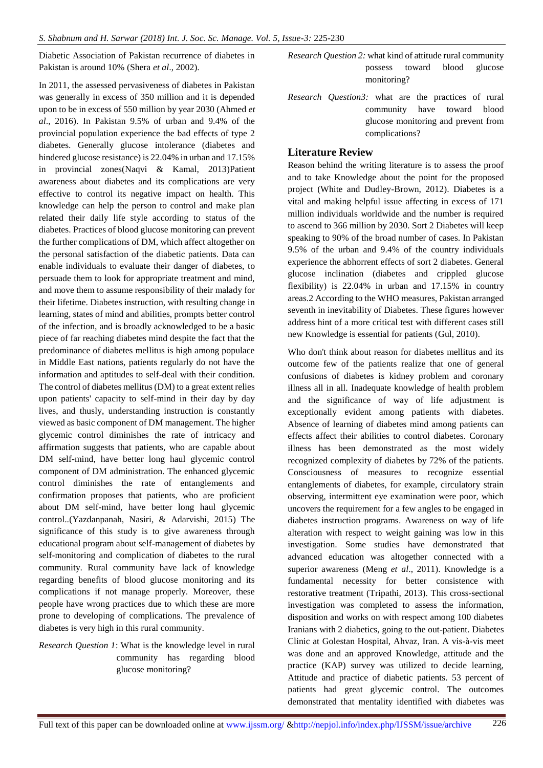Diabetic Association of Pakistan recurrence of diabetes in Pakistan is around 10% (Shera *et al*., 2002).

In 2011, the assessed pervasiveness of diabetes in Pakistan was generally in excess of 350 million and it is depended upon to be in excess of 550 million by year 2030 (Ahmed *et al*., 2016). In Pakistan 9.5% of urban and 9.4% of the provincial population experience the bad effects of type 2 diabetes. Generally glucose intolerance (diabetes and hindered glucose resistance) is 22.04% in urban and 17.15% in provincial zones(Naqvi & Kamal, 2013)Patient awareness about diabetes and its complications are very effective to control its negative impact on health. This knowledge can help the person to control and make plan related their daily life style according to status of the diabetes. Practices of blood glucose monitoring can prevent the further complications of DM, which affect altogether on the personal satisfaction of the diabetic patients. Data can enable individuals to evaluate their danger of diabetes, to persuade them to look for appropriate treatment and mind, and move them to assume responsibility of their malady for their lifetime. Diabetes instruction, with resulting change in learning, states of mind and abilities, prompts better control of the infection, and is broadly acknowledged to be a basic piece of far reaching diabetes mind despite the fact that the predominance of diabetes mellitus is high among populace in Middle East nations, patients regularly do not have the information and aptitudes to self-deal with their condition. The control of diabetes mellitus (DM) to a great extent relies upon patients' capacity to self-mind in their day by day lives, and thusly, understanding instruction is constantly viewed as basic component of DM management. The higher glycemic control diminishes the rate of intricacy and affirmation suggests that patients, who are capable about DM self-mind, have better long haul glycemic control component of DM administration. The enhanced glycemic control diminishes the rate of entanglements and confirmation proposes that patients, who are proficient about DM self-mind, have better long haul glycemic control..(Yazdanpanah, Nasiri, & Adarvishi, 2015) The significance of this study is to give awareness through educational program about self-management of diabetes by self-monitoring and complication of diabetes to the rural community. Rural community have lack of knowledge regarding benefits of blood glucose monitoring and its complications if not manage properly. Moreover, these people have wrong practices due to which these are more prone to developing of complications. The prevalence of diabetes is very high in this rural community.

*Research Question 1*: What is the knowledge level in rural community has regarding blood glucose monitoring?

*Research Question 2:* what kind of attitude rural community possess toward blood glucose monitoring?

*Research Question3:* what are the practices of rural community have toward blood glucose monitoring and prevent from complications?

## Literature Review

Reason behind the writing literature is to assess the proof and to take Knowledge about the point for the proposed project (White and Dudley-Brown, 2012). Diabetes is a vital and making helpful issue affecting in excess of 171 million individuals worldwide and the number is required to ascend to 366 million by 2030. Sort 2 Diabetes will keep speaking to 90% of the broad number of cases. In Pakistan 9.5% of the urban and 9.4% of the country individuals experience the abhorrent effects of sort 2 diabetes. General glucose inclination (diabetes and crippled glucose flexibility) is 22.04% in urban and 17.15% in country areas.2 According to the WHO measures, Pakistan arranged seventh in inevitability of Diabetes. These figures however address hint of a more critical test with different cases still new Knowledge is essential for patients (Gul, 2010).

Who don't think about reason for diabetes mellitus and its outcome few of the patients realize that one of general confusions of diabetes is kidney problem and coronary illness all in all. Inadequate knowledge of health problem and the significance of way of life adjustment is exceptionally evident among patients with diabetes. Absence of learning of diabetes mind among patients can effects affect their abilities to control diabetes. Coronary illness has been demonstrated as the most widely recognized complexity of diabetes by 72% of the patients. Consciousness of measures to recognize essential entanglements of diabetes, for example, circulatory strain observing, intermittent eye examination were poor, which uncovers the requirement for a few angles to be engaged in diabetes instruction programs. Awareness on way of life alteration with respect to weight gaining was low in this investigation. Some studies have demonstrated that advanced education was altogether connected with a superior awareness (Meng *et al*., 2011). Knowledge is a fundamental necessity for better consistence with restorative treatment (Tripathi, 2013). This cross-sectional investigation was completed to assess the information, disposition and works on with respect among 100 diabetes Iranians with 2 diabetics, going to the out-patient. Diabetes Clinic at Golestan Hospital, Ahvaz, Iran. A vis-à-vis meet was done and an approved Knowledge, attitude and the practice (KAP) survey was utilized to decide learning, Attitude and practice of diabetic patients. 53 percent of patients had great glycemic control. The outcomes demonstrated that mentality identified with diabetes was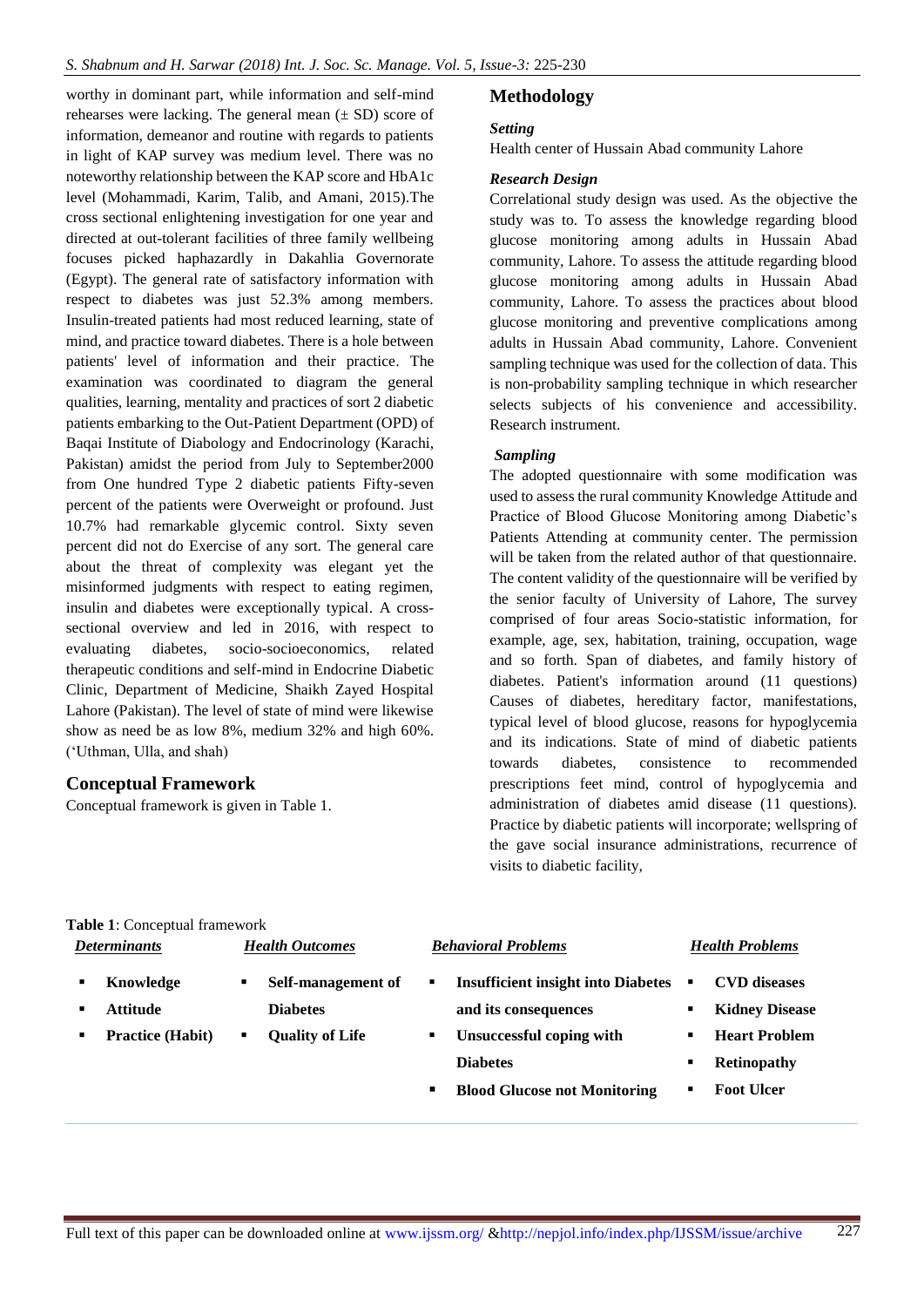worthy in dominant part, while information and self-mind rehearses were lacking. The general mean (± SD) score of information, demeanor and routine with regards to patients in light of KAP survey was medium level. There was no noteworthy relationship between the KAP score and HbA1c level (Mohammadi, Karim, Talib, and Amani, 2015).The cross sectional enlightening investigation for one year and directed at out-tolerant facilities of three family wellbeing focuses picked haphazardly in Dakahlia Governorate (Egypt). The general rate of satisfactory information with respect to diabetes was just 52.3% among members. Insulin-treated patients had most reduced learning, state of mind, and practice toward diabetes. There is a hole between patients' level of information and their practice. The examination was coordinated to diagram the general qualities, learning, mentality and practices of sort 2 diabetic patients embarking to the Out-Patient Department (OPD) of Baqai Institute of Diabology and Endocrinology (Karachi, Pakistan) amidst the period from July to September2000 from One hundred Type 2 diabetic patients Fifty-seven percent of the patients were Overweight or profound. Just 10.7% had remarkable glycemic control. Sixty seven percent did not do Exercise of any sort. The general care about the threat of complexity was elegant yet the misinformed judgments with respect to eating regimen, insulin and diabetes were exceptionally typical. A cross-sectional overview and led in 2016, with respect to evaluating diabetes, socio-socioeconomics, related therapeutic conditions and self-mind in Endocrine Diabetic Clinic, Department of Medicine, Shaikh Zayed Hospital Lahore (Pakistan). The level of state of mind were likewise show as need be as low 8%, medium 32% and high 60%. ('Uthman, Ulla, and shah)

## Conceptual Framework

Conceptual framework is given in Table 1.

## Methodology

### *Setting*

Health center of Hussain Abad community Lahore

### *Research Design*

Correlational study design was used. As the objective the study was to. To assess the knowledge regarding blood glucose monitoring among adults in Hussain Abad community, Lahore. To assess the attitude regarding blood glucose monitoring among adults in Hussain Abad community, Lahore. To assess the practices about blood glucose monitoring and preventive complications among adults in Hussain Abad community, Lahore. Convenient sampling technique was used for the collection of data. This is non-probability sampling technique in which researcher selects subjects of his convenience and accessibility. Research instrument.

### *Sampling*

The adopted questionnaire with some modification was used to assess the rural community Knowledge Attitude and Practice of Blood Glucose Monitoring among Diabetic's Patients Attending at community center. The permission will be taken from the related author of that questionnaire. The content validity of the questionnaire will be verified by the senior faculty of University of Lahore, The survey comprised of four areas Socio-statistic information, for example, age, sex, habitation, training, occupation, wage and so forth. Span of diabetes, and family history of diabetes. Patient's information around (11 questions) Causes of diabetes, hereditary factor, manifestations, typical level of blood glucose, reasons for hypoglycemia and its indications. State of mind of diabetic patients towards diabetes, consistence to recommended prescriptions feet mind, control of hypoglycemia and administration of diabetes amid disease (11 questions). Practice by diabetic patients will incorporate; wellspring of the gave social insurance administrations, recurrence of visits to diabetic facility,

**Table 1**: Conceptual framework

| *Determinants* | *Health Outcomes* | *Behavioral Problems* | *Health Problems* |
|---|---|---|---|
| **Knowledge** | **Self-management of Diabetes** | **Insufficient insight into Diabetes and its consequences** | **CVD diseases** |
| **Attitude** | **Quality of Life** | **Unsuccessful coping with Diabetes** | **Kidney Disease** |
| **Practice (Habit)** | | **Blood Glucose not Monitoring** | **Heart Problem** |
| | | | **Retinopathy** |
| | | | **Foot Ulcer** |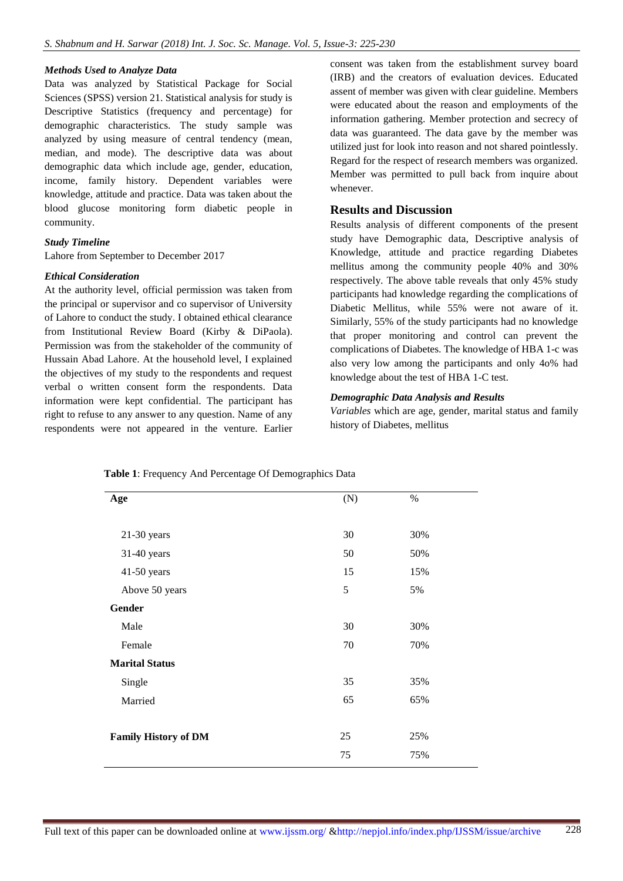***Methods Used to Analyze Data***

Data was analyzed by Statistical Package for Social Sciences (SPSS) version 21. Statistical analysis for study is Descriptive Statistics (frequency and percentage) for demographic characteristics. The study sample was analyzed by using measure of central tendency (mean, median, and mode). The descriptive data was about demographic data which include age, gender, education, income, family history. Dependent variables were knowledge, attitude and practice. Data was taken about the blood glucose monitoring form diabetic people in community.

***Study Timeline***

Lahore from September to December 2017

***Ethical Consideration***

At the authority level, official permission was taken from the principal or supervisor and co supervisor of University of Lahore to conduct the study. I obtained ethical clearance from Institutional Review Board (Kirby & DiPaola). Permission was from the stakeholder of the community of Hussain Abad Lahore. At the household level, I explained the objectives of my study to the respondents and request verbal o written consent form the respondents. Data information were kept confidential. The participant has right to refuse to any answer to any question. Name of any respondents were not appeared in the venture. Earlier consent was taken from the establishment survey board (IRB) and the creators of evaluation devices. Educated assent of member was given with clear guideline. Members were educated about the reason and employments of the information gathering. Member protection and secrecy of data was guaranteed. The data gave by the member was utilized just for look into reason and not shared pointlessly. Regard for the respect of research members was organized. Member was permitted to pull back from inquire about whenever.

## Results and Discussion

Results analysis of different components of the present study have Demographic data, Descriptive analysis of Knowledge, attitude and practice regarding Diabetes mellitus among the community people 40% and 30% respectively. The above table reveals that only 45% study participants had knowledge regarding the complications of Diabetic Mellitus, while 55% were not aware of it. Similarly, 55% of the study participants had no knowledge that proper monitoring and control can prevent the complications of Diabetes. The knowledge of HBA 1-c was also very low among the participants and only 4o% had knowledge about the test of HBA 1-C test.

***Demographic Data Analysis and Results***

*Variables* which are age, gender, marital status and family history of Diabetes, mellitus

**Table 1**: Frequency And Percentage Of Demographics Data

| **Age** | (N) | % |
|---|---|---|
| 21-30 years | 30 | 30% |
| 31-40 years | 50 | 50% |
| 41-50 years | 15 | 15% |
| Above 50 years | 5 | 5% |
| **Gender** | | |
| Male | 30 | 30% |
| Female | 70 | 70% |
| **Marital Status** | | |
| Single | 35 | 35% |
| Married | 65 | 65% |
| **Family History of DM** | 25 | 25% |
| | 75 | 75% |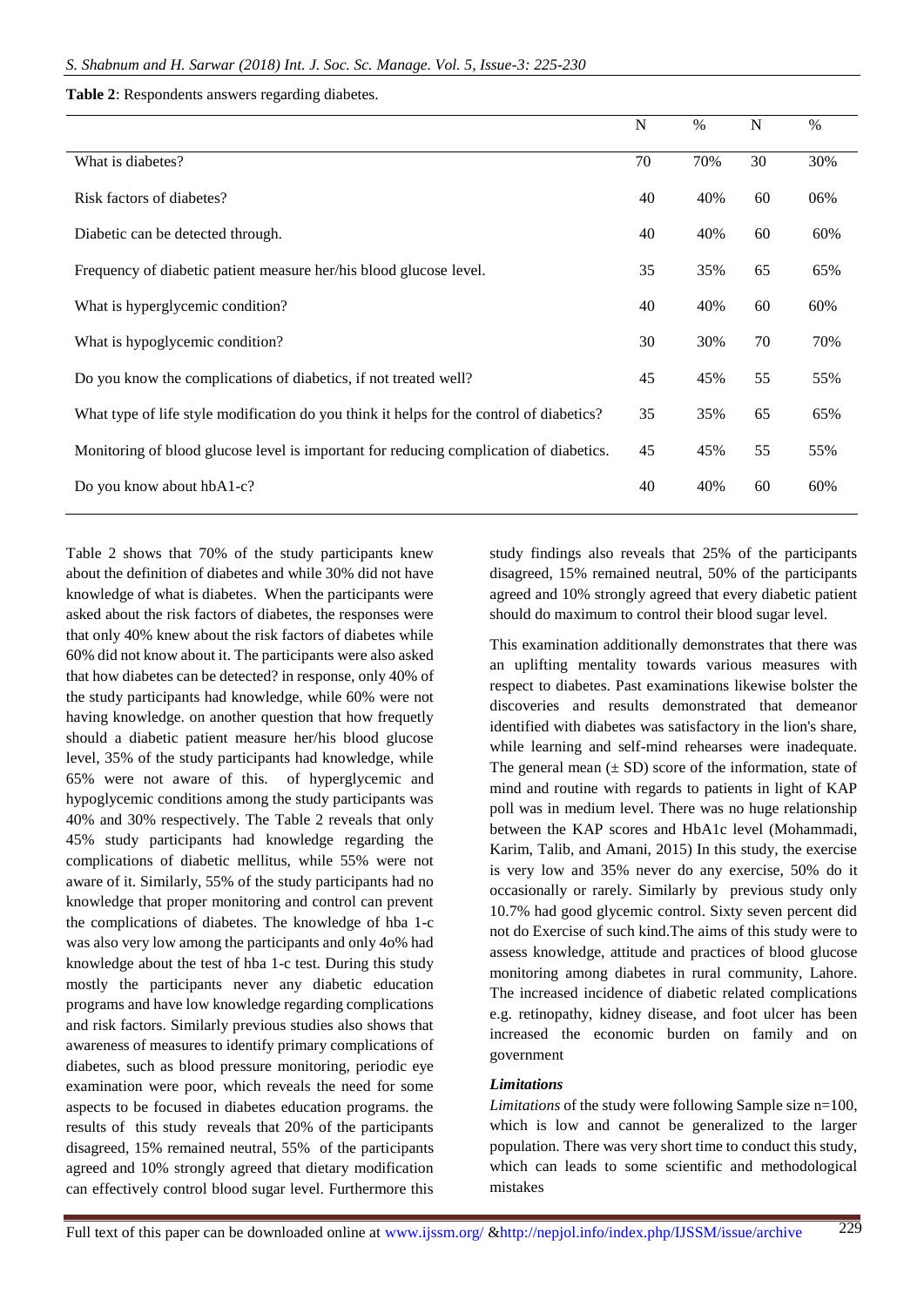**Table 2**: Respondents answers regarding diabetes.

| | N | % | N | % |
|---|---|---|---|---|
| What is diabetes? | 70 | 70% | 30 | 30% |
| Risk factors of diabetes? | 40 | 40% | 60 | 06% |
| Diabetic can be detected through. | 40 | 40% | 60 | 60% |
| Frequency of diabetic patient measure her/his blood glucose level. | 35 | 35% | 65 | 65% |
| What is hyperglycemic condition? | 40 | 40% | 60 | 60% |
| What is hypoglycemic condition? | 30 | 30% | 70 | 70% |
| Do you know the complications of diabetics, if not treated well? | 45 | 45% | 55 | 55% |
| What type of life style modification do you think it helps for the control of diabetics? | 35 | 35% | 65 | 65% |
| Monitoring of blood glucose level is important for reducing complication of diabetics. | 45 | 45% | 55 | 55% |
| Do you know about hbA1-c? | 40 | 40% | 60 | 60% |

Table 2 shows that 70% of the study participants knew about the definition of diabetes and while 30% did not have knowledge of what is diabetes. When the participants were asked about the risk factors of diabetes, the responses were that only 40% knew about the risk factors of diabetes while 60% did not know about it. The participants were also asked that how diabetes can be detected? in response, only 40% of the study participants had knowledge, while 60% were not having knowledge. on another question that how frequetly should a diabetic patient measure her/his blood glucose level, 35% of the study participants had knowledge, while 65% were not aware of this. of hyperglycemic and hypoglycemic conditions among the study participants was 40% and 30% respectively. The Table 2 reveals that only 45% study participants had knowledge regarding the complications of diabetic mellitus, while 55% were not aware of it. Similarly, 55% of the study participants had no knowledge that proper monitoring and control can prevent the complications of diabetes. The knowledge of hba 1-c was also very low among the participants and only 4o% had knowledge about the test of hba 1-c test. During this study mostly the participants never any diabetic education programs and have low knowledge regarding complications and risk factors. Similarly previous studies also shows that awareness of measures to identify primary complications of diabetes, such as blood pressure monitoring, periodic eye examination were poor, which reveals the need for some aspects to be focused in diabetes education programs. the results of this study reveals that 20% of the participants disagreed, 15% remained neutral, 55% of the participants agreed and 10% strongly agreed that dietary modification can effectively control blood sugar level. Furthermore this study findings also reveals that 25% of the participants disagreed, 15% remained neutral, 50% of the participants agreed and 10% strongly agreed that every diabetic patient should do maximum to control their blood sugar level.

This examination additionally demonstrates that there was an uplifting mentality towards various measures with respect to diabetes. Past examinations likewise bolster the discoveries and results demonstrated that demeanor identified with diabetes was satisfactory in the lion's share, while learning and self-mind rehearses were inadequate. The general mean ($\pm$ SD) score of the information, state of mind and routine with regards to patients in light of KAP poll was in medium level. There was no huge relationship between the KAP scores and HbA1c level (Mohammadi, Karim, Talib, and Amani, 2015) In this study, the exercise is very low and 35% never do any exercise, 50% do it occasionally or rarely. Similarly by previous study only 10.7% had good glycemic control. Sixty seven percent did not do Exercise of such kind.The aims of this study were to assess knowledge, attitude and practices of blood glucose monitoring among diabetes in rural community, Lahore. The increased incidence of diabetic related complications e.g. retinopathy, kidney disease, and foot ulcer has been increased the economic burden on family and on government

### *Limitations*

*Limitations* of the study were following Sample size n=100, which is low and cannot be generalized to the larger population. There was very short time to conduct this study, which can leads to some scientific and methodological mistakes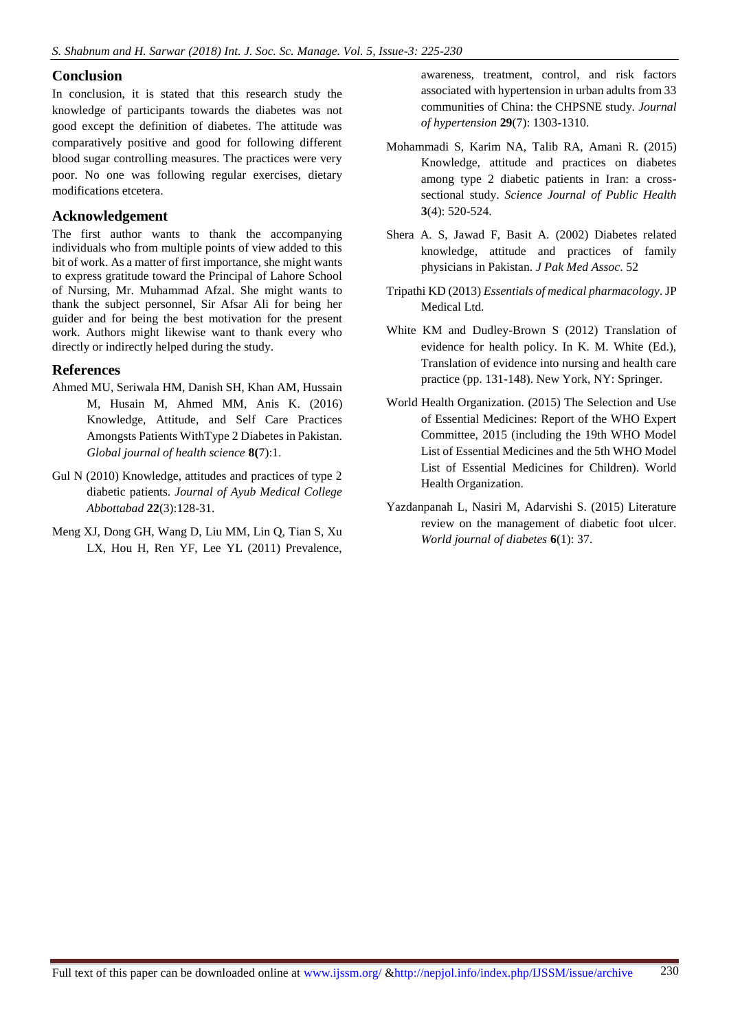## Conclusion

In conclusion, it is stated that this research study the knowledge of participants towards the diabetes was not good except the definition of diabetes. The attitude was comparatively positive and good for following different blood sugar controlling measures. The practices were very poor. No one was following regular exercises, dietary modifications etcetera.

## Acknowledgement

The first author wants to thank the accompanying individuals who from multiple points of view added to this bit of work. As a matter of first importance, she might wants to express gratitude toward the Principal of Lahore School of Nursing, Mr. Muhammad Afzal. She might wants to thank the subject personnel, Sir Afsar Ali for being her guider and for being the best motivation for the present work. Authors might likewise want to thank every who directly or indirectly helped during the study.

## References

Ahmed MU, Seriwala HM, Danish SH, Khan AM, Hussain M, Husain M, Ahmed MM, Anis K. (2016) Knowledge, Attitude, and Self Care Practices Amongsts Patients WithType 2 Diabetes in Pakistan. *Global journal of health science* **8(**7):1.

Gul N (2010) Knowledge, attitudes and practices of type 2 diabetic patients. *Journal of Ayub Medical College Abbottabad* **22**(3):128-31.

Meng XJ, Dong GH, Wang D, Liu MM, Lin Q, Tian S, Xu LX, Hou H, Ren YF, Lee YL (2011) Prevalence, awareness, treatment, control, and risk factors associated with hypertension in urban adults from 33 communities of China: the CHPSNE study. *Journal of hypertension* **29**(7): 1303-1310.

Mohammadi S, Karim NA, Talib RA, Amani R. (2015) Knowledge, attitude and practices on diabetes among type 2 diabetic patients in Iran: a cross-sectional study. *Science Journal of Public Health* **3**(4): 520-524.

Shera A. S, Jawad F, Basit A. (2002) Diabetes related knowledge, attitude and practices of family physicians in Pakistan. *J Pak Med Assoc*. 52

Tripathi KD (2013) *Essentials of medical pharmacology*. JP Medical Ltd.

White KM and Dudley-Brown S (2012) Translation of evidence for health policy. In K. M. White (Ed.), Translation of evidence into nursing and health care practice (pp. 131-148). New York, NY: Springer.

World Health Organization. (2015) The Selection and Use of Essential Medicines: Report of the WHO Expert Committee, 2015 (including the 19th WHO Model List of Essential Medicines and the 5th WHO Model List of Essential Medicines for Children). World Health Organization.

Yazdanpanah L, Nasiri M, Adarvishi S. (2015) Literature review on the management of diabetic foot ulcer. *World journal of diabetes* **6**(1): 37.